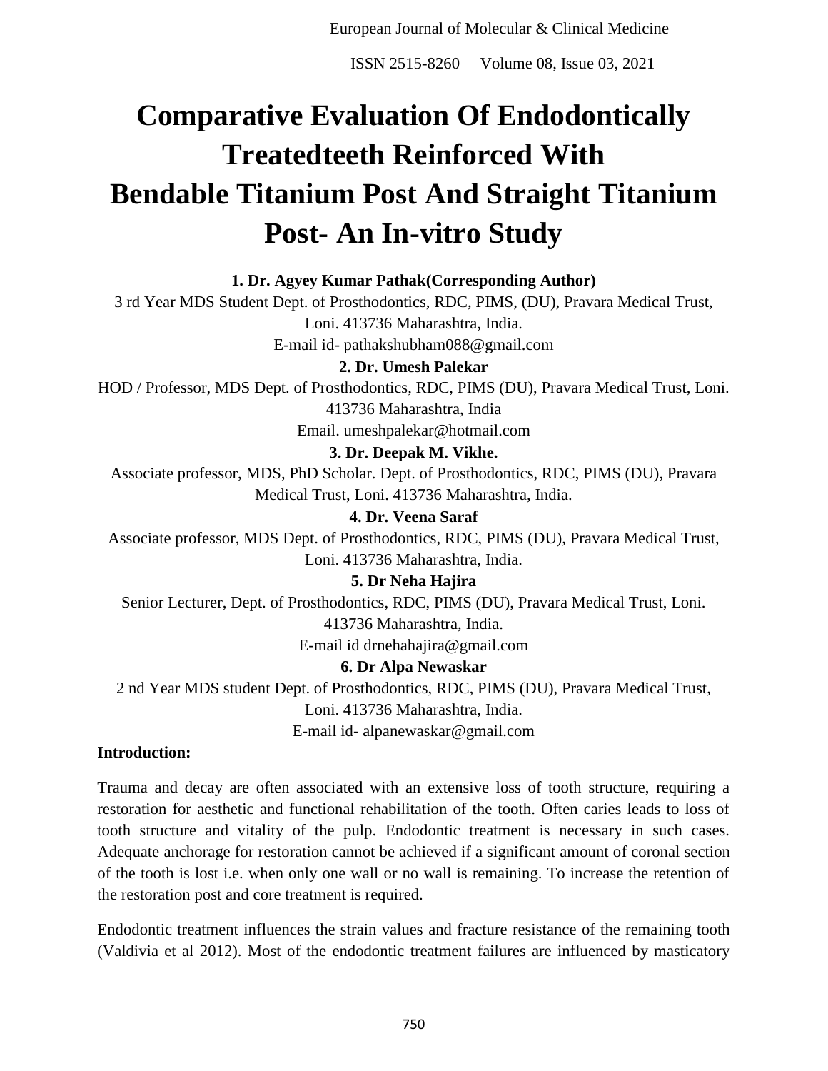# Comparative Evaluation Of Endodontically Treatedteeth Reinforced With Bendable Titanium Post And Straight Titanium Post- An In-vitro Study

**1. Dr. Agyey Kumar Pathak(Corresponding Author)**

3 rd Year MDS Student Dept. of Prosthodontics, RDC, PIMS, (DU), Pravara Medical Trust, Loni. 413736 Maharashtra, India.

E-mail id- pathakshubham088@gmail.com

**2. Dr. Umesh Palekar**

HOD / Professor, MDS Dept. of Prosthodontics, RDC, PIMS (DU), Pravara Medical Trust, Loni. 413736 Maharashtra, India

Email. umeshpalekar@hotmail.com

**3. Dr. Deepak M. Vikhe.**

Associate professor, MDS, PhD Scholar. Dept. of Prosthodontics, RDC, PIMS (DU), Pravara Medical Trust, Loni. 413736 Maharashtra, India.

**4. Dr. Veena Saraf**

Associate professor, MDS Dept. of Prosthodontics, RDC, PIMS (DU), Pravara Medical Trust, Loni. 413736 Maharashtra, India.

**5. Dr Neha Hajira**

Senior Lecturer, Dept. of Prosthodontics, RDC, PIMS (DU), Pravara Medical Trust, Loni. 413736 Maharashtra, India.

E-mail id drnehahajira@gmail.com

**6. Dr Alpa Newaskar**

2 nd Year MDS student Dept. of Prosthodontics, RDC, PIMS (DU), Pravara Medical Trust, Loni. 413736 Maharashtra, India.

E-mail id- alpanewaskar@gmail.com

**Introduction:**

Trauma and decay are often associated with an extensive loss of tooth structure, requiring a restoration for aesthetic and functional rehabilitation of the tooth. Often caries leads to loss of tooth structure and vitality of the pulp. Endodontic treatment is necessary in such cases. Adequate anchorage for restoration cannot be achieved if a significant amount of coronal section of the tooth is lost i.e. when only one wall or no wall is remaining. To increase the retention of the restoration post and core treatment is required.

Endodontic treatment influences the strain values and fracture resistance of the remaining tooth (Valdivia et al 2012). Most of the endodontic treatment failures are influenced by masticatory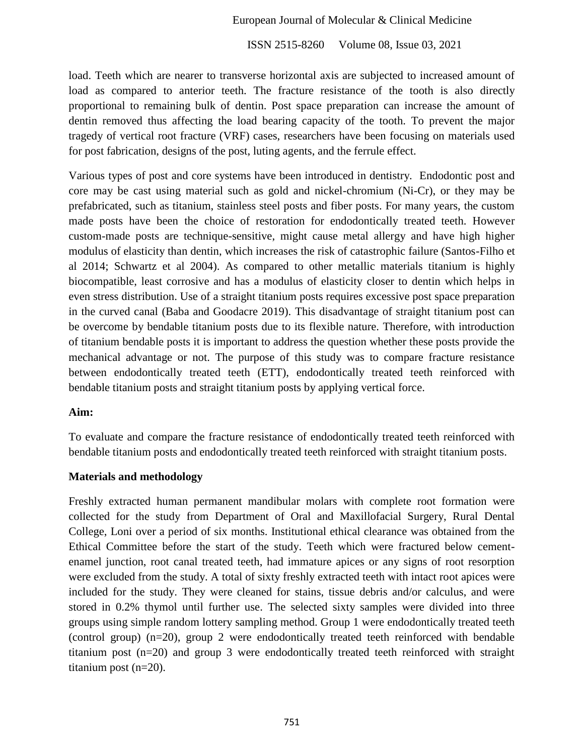load. Teeth which are nearer to transverse horizontal axis are subjected to increased amount of load as compared to anterior teeth. The fracture resistance of the tooth is also directly proportional to remaining bulk of dentin. Post space preparation can increase the amount of dentin removed thus affecting the load bearing capacity of the tooth. To prevent the major tragedy of vertical root fracture (VRF) cases, researchers have been focusing on materials used for post fabrication, designs of the post, luting agents, and the ferrule effect.

Various types of post and core systems have been introduced in dentistry. Endodontic post and core may be cast using material such as gold and nickel-chromium (Ni-Cr), or they may be prefabricated, such as titanium, stainless steel posts and fiber posts. For many years, the custom made posts have been the choice of restoration for endodontically treated teeth. However custom-made posts are technique-sensitive, might cause metal allergy and have high higher modulus of elasticity than dentin, which increases the risk of catastrophic failure (Santos-Filho et al 2014; Schwartz et al 2004). As compared to other metallic materials titanium is highly biocompatible, least corrosive and has a modulus of elasticity closer to dentin which helps in even stress distribution. Use of a straight titanium posts requires excessive post space preparation in the curved canal (Baba and Goodacre 2019). This disadvantage of straight titanium post can be overcome by bendable titanium posts due to its flexible nature. Therefore, with introduction of titanium bendable posts it is important to address the question whether these posts provide the mechanical advantage or not. The purpose of this study was to compare fracture resistance between endodontically treated teeth (ETT), endodontically treated teeth reinforced with bendable titanium posts and straight titanium posts by applying vertical force.

**Aim:**

To evaluate and compare the fracture resistance of endodontically treated teeth reinforced with bendable titanium posts and endodontically treated teeth reinforced with straight titanium posts.

**Materials and methodology**

Freshly extracted human permanent mandibular molars with complete root formation were collected for the study from Department of Oral and Maxillofacial Surgery, Rural Dental College, Loni over a period of six months. Institutional ethical clearance was obtained from the Ethical Committee before the start of the study. Teeth which were fractured below cement-enamel junction, root canal treated teeth, had immature apices or any signs of root resorption were excluded from the study. A total of sixty freshly extracted teeth with intact root apices were included for the study. They were cleaned for stains, tissue debris and/or calculus, and were stored in 0.2% thymol until further use. The selected sixty samples were divided into three groups using simple random lottery sampling method. Group 1 were endodontically treated teeth (control group) (n=20), group 2 were endodontically treated teeth reinforced with bendable titanium post (n=20) and group 3 were endodontically treated teeth reinforced with straight titanium post (n=20).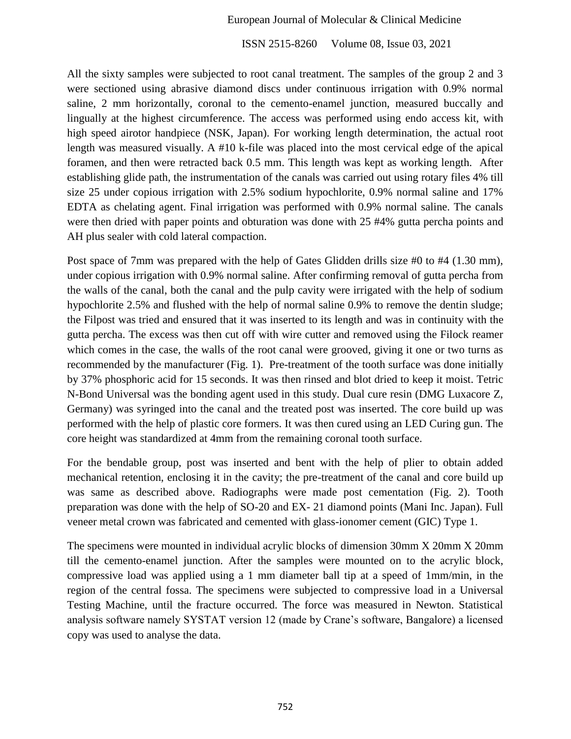All the sixty samples were subjected to root canal treatment. The samples of the group 2 and 3 were sectioned using abrasive diamond discs under continuous irrigation with 0.9% normal saline, 2 mm horizontally, coronal to the cemento-enamel junction, measured buccally and lingually at the highest circumference. The access was performed using endo access kit, with high speed airotor handpiece (NSK, Japan). For working length determination, the actual root length was measured visually. A #10 k-file was placed into the most cervical edge of the apical foramen, and then were retracted back 0.5 mm. This length was kept as working length. After establishing glide path, the instrumentation of the canals was carried out using rotary files 4% till size 25 under copious irrigation with 2.5% sodium hypochlorite, 0.9% normal saline and 17% EDTA as chelating agent. Final irrigation was performed with 0.9% normal saline. The canals were then dried with paper points and obturation was done with 25 #4% gutta percha points and AH plus sealer with cold lateral compaction.

Post space of 7mm was prepared with the help of Gates Glidden drills size #0 to #4 (1.30 mm), under copious irrigation with 0.9% normal saline. After confirming removal of gutta percha from the walls of the canal, both the canal and the pulp cavity were irrigated with the help of sodium hypochlorite 2.5% and flushed with the help of normal saline 0.9% to remove the dentin sludge; the Filpost was tried and ensured that it was inserted to its length and was in continuity with the gutta percha. The excess was then cut off with wire cutter and removed using the Filock reamer which comes in the case, the walls of the root canal were grooved, giving it one or two turns as recommended by the manufacturer (Fig. 1). Pre-treatment of the tooth surface was done initially by 37% phosphoric acid for 15 seconds. It was then rinsed and blot dried to keep it moist. Tetric N-Bond Universal was the bonding agent used in this study. Dual cure resin (DMG Luxacore Z, Germany) was syringed into the canal and the treated post was inserted. The core build up was performed with the help of plastic core formers. It was then cured using an LED Curing gun. The core height was standardized at 4mm from the remaining coronal tooth surface.

For the bendable group, post was inserted and bent with the help of plier to obtain added mechanical retention, enclosing it in the cavity; the pre-treatment of the canal and core build up was same as described above. Radiographs were made post cementation (Fig. 2). Tooth preparation was done with the help of SO-20 and EX- 21 diamond points (Mani Inc. Japan). Full veneer metal crown was fabricated and cemented with glass-ionomer cement (GIC) Type 1.

The specimens were mounted in individual acrylic blocks of dimension 30mm X 20mm X 20mm till the cemento-enamel junction. After the samples were mounted on to the acrylic block, compressive load was applied using a 1 mm diameter ball tip at a speed of 1mm/min, in the region of the central fossa. The specimens were subjected to compressive load in a Universal Testing Machine, until the fracture occurred. The force was measured in Newton. Statistical analysis software namely SYSTAT version 12 (made by Crane's software, Bangalore) a licensed copy was used to analyse the data.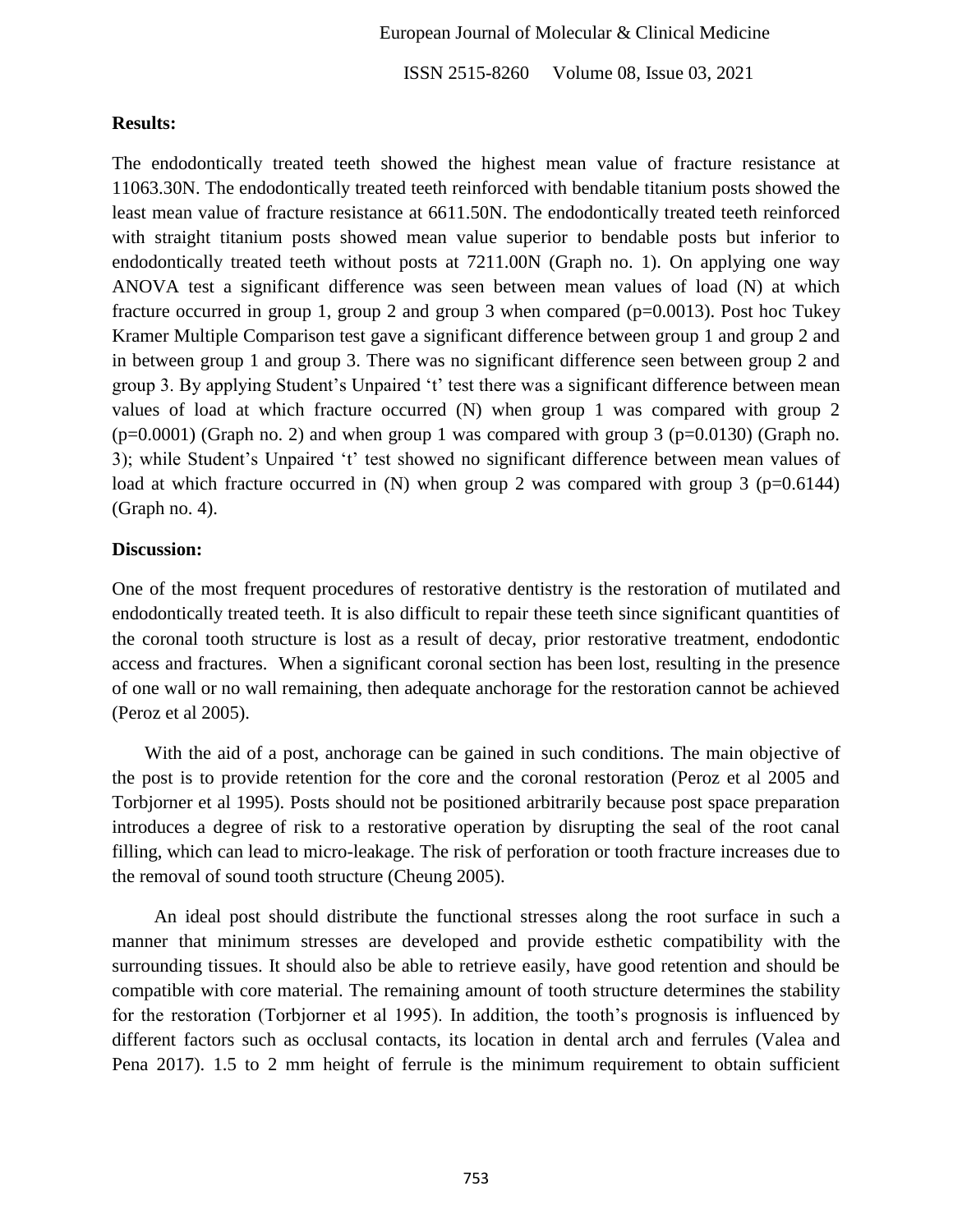**Results:**

The endodontically treated teeth showed the highest mean value of fracture resistance at 11063.30N. The endodontically treated teeth reinforced with bendable titanium posts showed the least mean value of fracture resistance at 6611.50N. The endodontically treated teeth reinforced with straight titanium posts showed mean value superior to bendable posts but inferior to endodontically treated teeth without posts at 7211.00N (Graph no. 1). On applying one way ANOVA test a significant difference was seen between mean values of load (N) at which fracture occurred in group 1, group 2 and group 3 when compared ($p=0.0013$). Post hoc Tukey Kramer Multiple Comparison test gave a significant difference between group 1 and group 2 and in between group 1 and group 3. There was no significant difference seen between group 2 and group 3. By applying Student's Unpaired 't' test there was a significant difference between mean values of load at which fracture occurred (N) when group 1 was compared with group 2 ($p=0.0001$) (Graph no. 2) and when group 1 was compared with group 3 ($p=0.0130$) (Graph no. 3); while Student's Unpaired 't' test showed no significant difference between mean values of load at which fracture occurred in (N) when group 2 was compared with group 3 ($p=0.6144$) (Graph no. 4).

**Discussion:**

One of the most frequent procedures of restorative dentistry is the restoration of mutilated and endodontically treated teeth. It is also difficult to repair these teeth since significant quantities of the coronal tooth structure is lost as a result of decay, prior restorative treatment, endodontic access and fractures. When a significant coronal section has been lost, resulting in the presence of one wall or no wall remaining, then adequate anchorage for the restoration cannot be achieved (Peroz et al 2005).

With the aid of a post, anchorage can be gained in such conditions. The main objective of the post is to provide retention for the core and the coronal restoration (Peroz et al 2005 and Torbjorner et al 1995). Posts should not be positioned arbitrarily because post space preparation introduces a degree of risk to a restorative operation by disrupting the seal of the root canal filling, which can lead to micro-leakage. The risk of perforation or tooth fracture increases due to the removal of sound tooth structure (Cheung 2005).

An ideal post should distribute the functional stresses along the root surface in such a manner that minimum stresses are developed and provide esthetic compatibility with the surrounding tissues. It should also be able to retrieve easily, have good retention and should be compatible with core material. The remaining amount of tooth structure determines the stability for the restoration (Torbjorner et al 1995). In addition, the tooth's prognosis is influenced by different factors such as occlusal contacts, its location in dental arch and ferrules (Valea and Pena 2017). 1.5 to 2 mm height of ferrule is the minimum requirement to obtain sufficient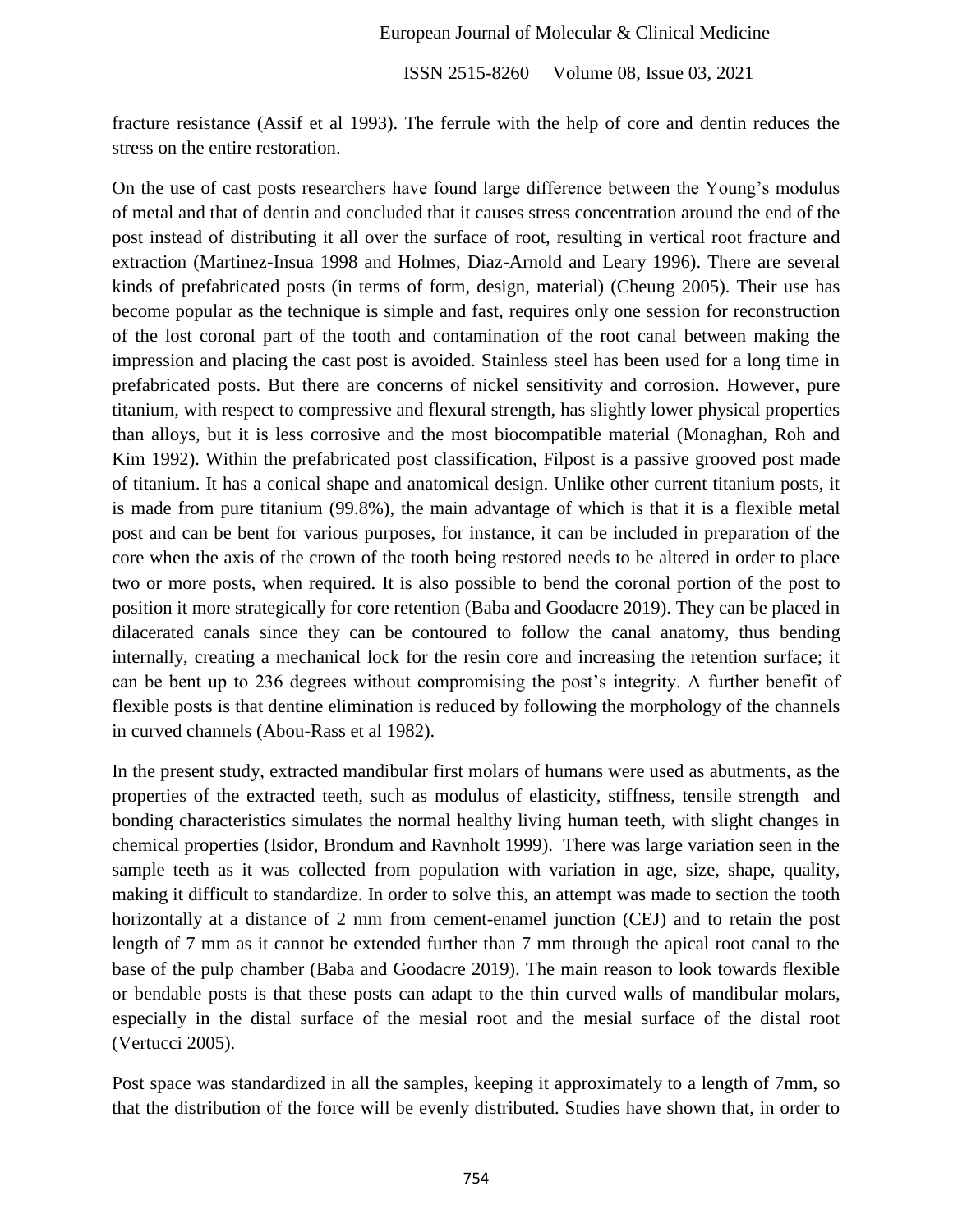fracture resistance (Assif et al 1993). The ferrule with the help of core and dentin reduces the stress on the entire restoration.

On the use of cast posts researchers have found large difference between the Young's modulus of metal and that of dentin and concluded that it causes stress concentration around the end of the post instead of distributing it all over the surface of root, resulting in vertical root fracture and extraction (Martinez-Insua 1998 and Holmes, Diaz-Arnold and Leary 1996). There are several kinds of prefabricated posts (in terms of form, design, material) (Cheung 2005). Their use has become popular as the technique is simple and fast, requires only one session for reconstruction of the lost coronal part of the tooth and contamination of the root canal between making the impression and placing the cast post is avoided. Stainless steel has been used for a long time in prefabricated posts. But there are concerns of nickel sensitivity and corrosion. However, pure titanium, with respect to compressive and flexural strength, has slightly lower physical properties than alloys, but it is less corrosive and the most biocompatible material (Monaghan, Roh and Kim 1992). Within the prefabricated post classification, Filpost is a passive grooved post made of titanium. It has a conical shape and anatomical design. Unlike other current titanium posts, it is made from pure titanium (99.8%), the main advantage of which is that it is a flexible metal post and can be bent for various purposes, for instance, it can be included in preparation of the core when the axis of the crown of the tooth being restored needs to be altered in order to place two or more posts, when required. It is also possible to bend the coronal portion of the post to position it more strategically for core retention (Baba and Goodacre 2019). They can be placed in dilacerated canals since they can be contoured to follow the canal anatomy, thus bending internally, creating a mechanical lock for the resin core and increasing the retention surface; it can be bent up to 236 degrees without compromising the post's integrity. A further benefit of flexible posts is that dentine elimination is reduced by following the morphology of the channels in curved channels (Abou-Rass et al 1982).

In the present study, extracted mandibular first molars of humans were used as abutments, as the properties of the extracted teeth, such as modulus of elasticity, stiffness, tensile strength and bonding characteristics simulates the normal healthy living human teeth, with slight changes in chemical properties (Isidor, Brondum and Ravnholt 1999). There was large variation seen in the sample teeth as it was collected from population with variation in age, size, shape, quality, making it difficult to standardize. In order to solve this, an attempt was made to section the tooth horizontally at a distance of 2 mm from cement-enamel junction (CEJ) and to retain the post length of 7 mm as it cannot be extended further than 7 mm through the apical root canal to the base of the pulp chamber (Baba and Goodacre 2019). The main reason to look towards flexible or bendable posts is that these posts can adapt to the thin curved walls of mandibular molars, especially in the distal surface of the mesial root and the mesial surface of the distal root (Vertucci 2005).

Post space was standardized in all the samples, keeping it approximately to a length of 7mm, so that the distribution of the force will be evenly distributed. Studies have shown that, in order to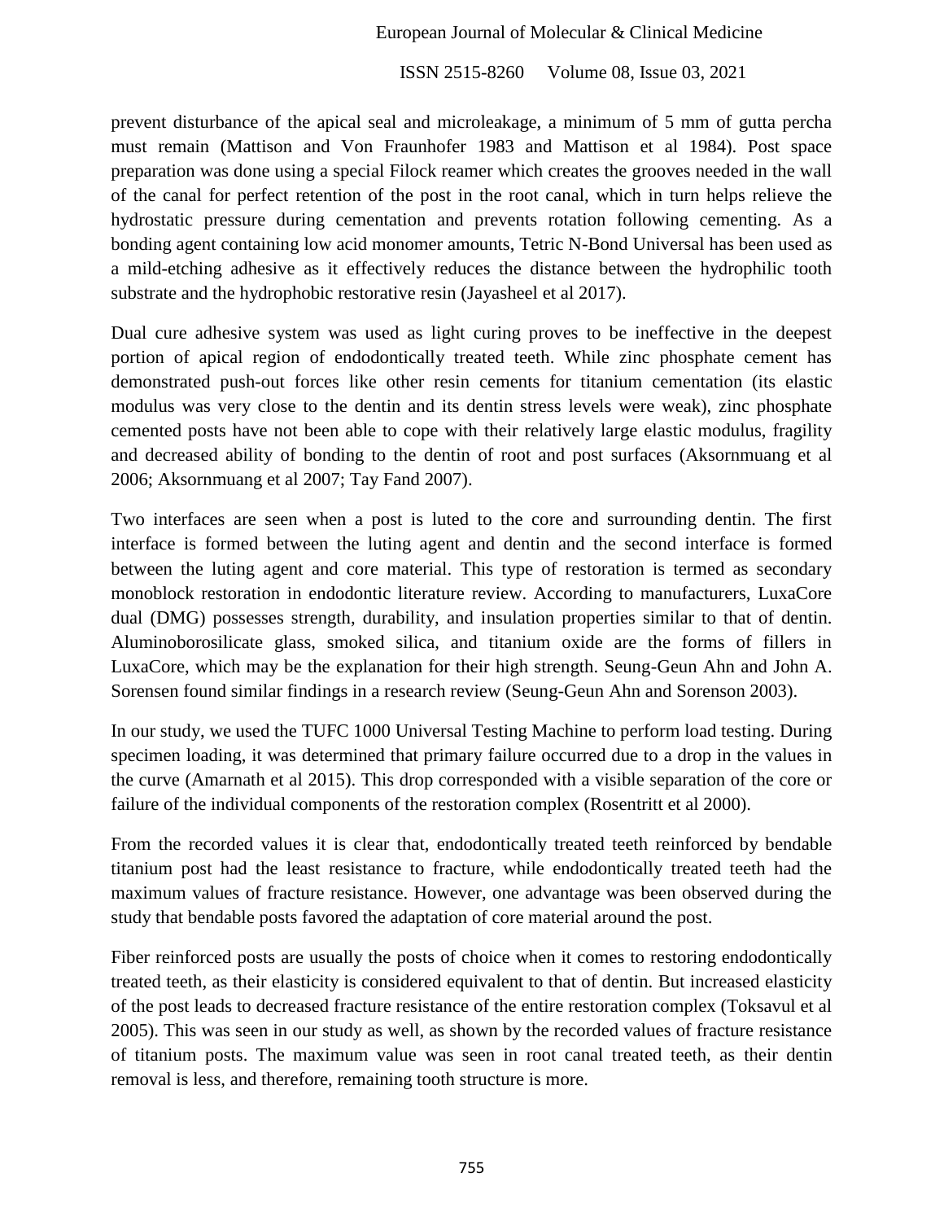prevent disturbance of the apical seal and microleakage, a minimum of 5 mm of gutta percha must remain (Mattison and Von Fraunhofer 1983 and Mattison et al 1984). Post space preparation was done using a special Filock reamer which creates the grooves needed in the wall of the canal for perfect retention of the post in the root canal, which in turn helps relieve the hydrostatic pressure during cementation and prevents rotation following cementing. As a bonding agent containing low acid monomer amounts, Tetric N-Bond Universal has been used as a mild-etching adhesive as it effectively reduces the distance between the hydrophilic tooth substrate and the hydrophobic restorative resin (Jayasheel et al 2017).

Dual cure adhesive system was used as light curing proves to be ineffective in the deepest portion of apical region of endodontically treated teeth. While zinc phosphate cement has demonstrated push-out forces like other resin cements for titanium cementation (its elastic modulus was very close to the dentin and its dentin stress levels were weak), zinc phosphate cemented posts have not been able to cope with their relatively large elastic modulus, fragility and decreased ability of bonding to the dentin of root and post surfaces (Aksornmuang et al 2006; Aksornmuang et al 2007; Tay Fand 2007).

Two interfaces are seen when a post is luted to the core and surrounding dentin. The first interface is formed between the luting agent and dentin and the second interface is formed between the luting agent and core material. This type of restoration is termed as secondary monoblock restoration in endodontic literature review. According to manufacturers, LuxaCore dual (DMG) possesses strength, durability, and insulation properties similar to that of dentin. Aluminoborosilicate glass, smoked silica, and titanium oxide are the forms of fillers in LuxaCore, which may be the explanation for their high strength. Seung-Geun Ahn and John A. Sorensen found similar findings in a research review (Seung-Geun Ahn and Sorenson 2003).

In our study, we used the TUFC 1000 Universal Testing Machine to perform load testing. During specimen loading, it was determined that primary failure occurred due to a drop in the values in the curve (Amarnath et al 2015). This drop corresponded with a visible separation of the core or failure of the individual components of the restoration complex (Rosentritt et al 2000).

From the recorded values it is clear that, endodontically treated teeth reinforced by bendable titanium post had the least resistance to fracture, while endodontically treated teeth had the maximum values of fracture resistance. However, one advantage was been observed during the study that bendable posts favored the adaptation of core material around the post.

Fiber reinforced posts are usually the posts of choice when it comes to restoring endodontically treated teeth, as their elasticity is considered equivalent to that of dentin. But increased elasticity of the post leads to decreased fracture resistance of the entire restoration complex (Toksavul et al 2005). This was seen in our study as well, as shown by the recorded values of fracture resistance of titanium posts. The maximum value was seen in root canal treated teeth, as their dentin removal is less, and therefore, remaining tooth structure is more.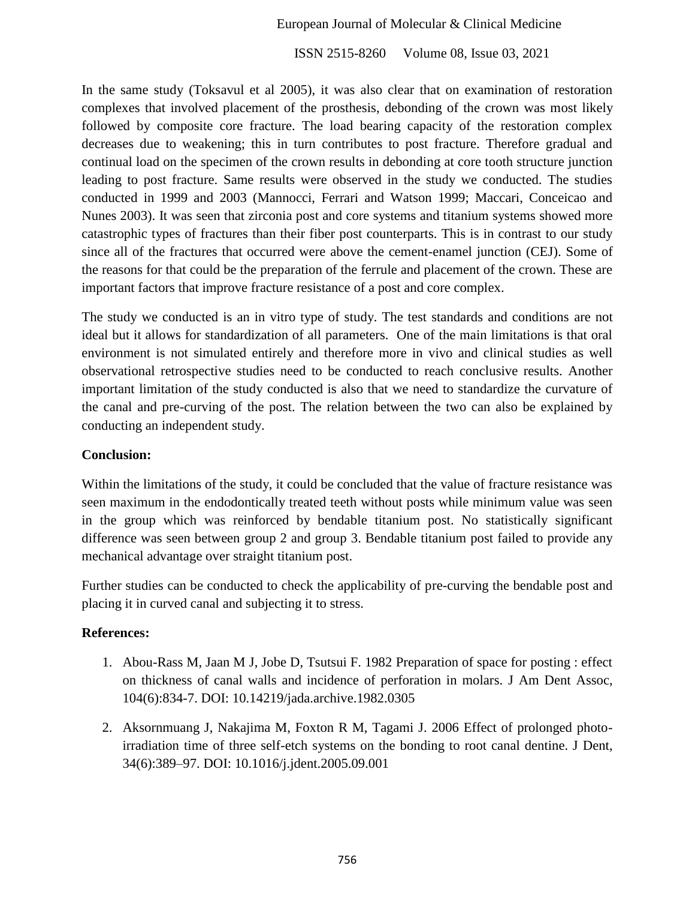In the same study (Toksavul et al 2005), it was also clear that on examination of restoration complexes that involved placement of the prosthesis, debonding of the crown was most likely followed by composite core fracture. The load bearing capacity of the restoration complex decreases due to weakening; this in turn contributes to post fracture. Therefore gradual and continual load on the specimen of the crown results in debonding at core tooth structure junction leading to post fracture. Same results were observed in the study we conducted. The studies conducted in 1999 and 2003 (Mannocci, Ferrari and Watson 1999; Maccari, Conceicao and Nunes 2003). It was seen that zirconia post and core systems and titanium systems showed more catastrophic types of fractures than their fiber post counterparts. This is in contrast to our study since all of the fractures that occurred were above the cement-enamel junction (CEJ). Some of the reasons for that could be the preparation of the ferrule and placement of the crown. These are important factors that improve fracture resistance of a post and core complex.

The study we conducted is an in vitro type of study. The test standards and conditions are not ideal but it allows for standardization of all parameters. One of the main limitations is that oral environment is not simulated entirely and therefore more in vivo and clinical studies as well observational retrospective studies need to be conducted to reach conclusive results. Another important limitation of the study conducted is also that we need to standardize the curvature of the canal and pre-curving of the post. The relation between the two can also be explained by conducting an independent study.

**Conclusion:**

Within the limitations of the study, it could be concluded that the value of fracture resistance was seen maximum in the endodontically treated teeth without posts while minimum value was seen in the group which was reinforced by bendable titanium post. No statistically significant difference was seen between group 2 and group 3. Bendable titanium post failed to provide any mechanical advantage over straight titanium post.

Further studies can be conducted to check the applicability of pre-curving the bendable post and placing it in curved canal and subjecting it to stress.

**References:**

1. Abou-Rass M, Jaan M J, Jobe D, Tsutsui F. 1982 Preparation of space for posting : effect on thickness of canal walls and incidence of perforation in molars. J Am Dent Assoc, 104(6):834-7. DOI: 10.14219/jada.archive.1982.0305
2. Aksornmuang J, Nakajima M, Foxton R M, Tagami J. 2006 Effect of prolonged photo-irradiation time of three self-etch systems on the bonding to root canal dentine. J Dent, 34(6):389–97. DOI: 10.1016/j.jdent.2005.09.001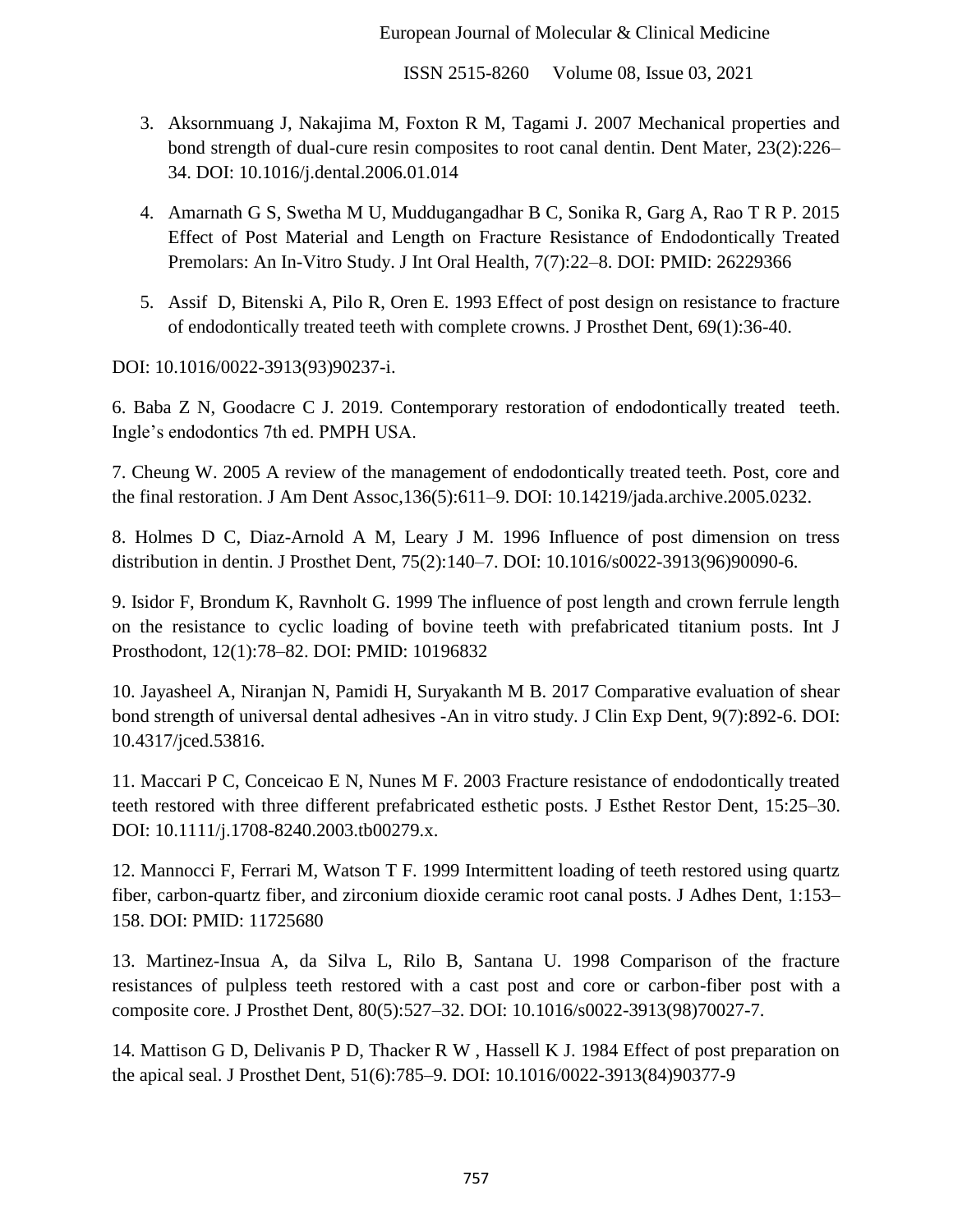3. Aksornmuang J, Nakajima M, Foxton R M, Tagami J. 2007 Mechanical properties and bond strength of dual-cure resin composites to root canal dentin. Dent Mater, 23(2):226–34. DOI: 10.1016/j.dental.2006.01.014

4. Amarnath G S, Swetha M U, Muddugangadhar B C, Sonika R, Garg A, Rao T R P. 2015 Effect of Post Material and Length on Fracture Resistance of Endodontically Treated Premolars: An In-Vitro Study. J Int Oral Health, 7(7):22–8. DOI: PMID: 26229366

5. Assif D, Bitenski A, Pilo R, Oren E. 1993 Effect of post design on resistance to fracture of endodontically treated teeth with complete crowns. J Prosthet Dent, 69(1):36-40.

DOI: 10.1016/0022-3913(93)90237-i.

6. Baba Z N, Goodacre C J. 2019. Contemporary restoration of endodontically treated teeth. Ingle's endodontics 7th ed. PMPH USA.

7. Cheung W. 2005 A review of the management of endodontically treated teeth. Post, core and the final restoration. J Am Dent Assoc,136(5):611–9. DOI: 10.14219/jada.archive.2005.0232.

8. Holmes D C, Diaz-Arnold A M, Leary J M. 1996 Influence of post dimension on tress distribution in dentin. J Prosthet Dent, 75(2):140–7. DOI: 10.1016/s0022-3913(96)90090-6.

9. Isidor F, Brondum K, Ravnholt G. 1999 The influence of post length and crown ferrule length on the resistance to cyclic loading of bovine teeth with prefabricated titanium posts. Int J Prosthodont, 12(1):78–82. DOI: PMID: 10196832

10. Jayasheel A, Niranjan N, Pamidi H, Suryakanth M B. 2017 Comparative evaluation of shear bond strength of universal dental adhesives -An in vitro study. J Clin Exp Dent, 9(7):892-6. DOI: 10.4317/jced.53816.

11. Maccari P C, Conceicao E N, Nunes M F. 2003 Fracture resistance of endodontically treated teeth restored with three different prefabricated esthetic posts. J Esthet Restor Dent, 15:25–30. DOI: 10.1111/j.1708-8240.2003.tb00279.x.

12. Mannocci F, Ferrari M, Watson T F. 1999 Intermittent loading of teeth restored using quartz fiber, carbon-quartz fiber, and zirconium dioxide ceramic root canal posts. J Adhes Dent, 1:153–158. DOI: PMID: 11725680

13. Martinez-Insua A, da Silva L, Rilo B, Santana U. 1998 Comparison of the fracture resistances of pulpless teeth restored with a cast post and core or carbon-fiber post with a composite core. J Prosthet Dent, 80(5):527–32. DOI: 10.1016/s0022-3913(98)70027-7.

14. Mattison G D, Delivanis P D, Thacker R W , Hassell K J. 1984 Effect of post preparation on the apical seal. J Prosthet Dent, 51(6):785–9. DOI: 10.1016/0022-3913(84)90377-9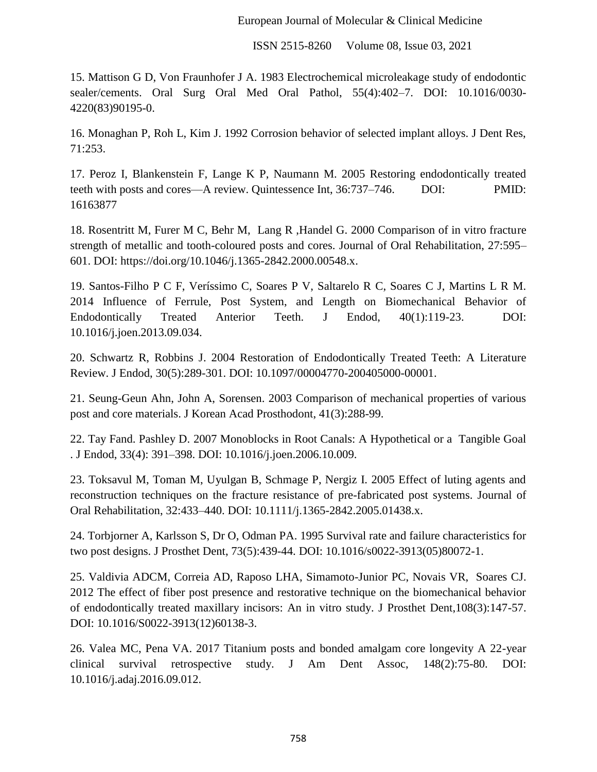15. Mattison G D, Von Fraunhofer J A. 1983 Electrochemical microleakage study of endodontic sealer/cements. Oral Surg Oral Med Oral Pathol, 55(4):402–7. DOI: 10.1016/0030-4220(83)90195-0.

16. Monaghan P, Roh L, Kim J. 1992 Corrosion behavior of selected implant alloys. J Dent Res, 71:253.

17. Peroz I, Blankenstein F, Lange K P, Naumann M. 2005 Restoring endodontically treated teeth with posts and cores—A review. Quintessence Int, 36:737–746. DOI: PMID: 16163877

18. Rosentritt M, Furer M C, Behr M, Lang R ,Handel G. 2000 Comparison of in vitro fracture strength of metallic and tooth-coloured posts and cores. Journal of Oral Rehabilitation, 27:595–601. DOI: https://doi.org/10.1046/j.1365-2842.2000.00548.x.

19. Santos-Filho P C F, Veríssimo C, Soares P V, Saltarelo R C, Soares C J, Martins L R M. 2014 Influence of Ferrule, Post System, and Length on Biomechanical Behavior of Endodontically Treated Anterior Teeth. J Endod, 40(1):119-23. DOI: 10.1016/j.joen.2013.09.034.

20. Schwartz R, Robbins J. 2004 Restoration of Endodontically Treated Teeth: A Literature Review. J Endod, 30(5):289-301. DOI: 10.1097/00004770-200405000-00001.

21. Seung-Geun Ahn, John A, Sorensen. 2003 Comparison of mechanical properties of various post and core materials. J Korean Acad Prosthodont, 41(3):288-99.

22. Tay Fand. Pashley D. 2007 Monoblocks in Root Canals: A Hypothetical or a Tangible Goal . J Endod, 33(4): 391–398. DOI: 10.1016/j.joen.2006.10.009.

23. Toksavul M, Toman M, Uyulgan B, Schmage P, Nergiz I. 2005 Effect of luting agents and reconstruction techniques on the fracture resistance of pre-fabricated post systems. Journal of Oral Rehabilitation, 32:433–440. DOI: 10.1111/j.1365-2842.2005.01438.x.

24. Torbjorner A, Karlsson S, Dr O, Odman PA. 1995 Survival rate and failure characteristics for two post designs. J Prosthet Dent, 73(5):439-44. DOI: 10.1016/s0022-3913(05)80072-1.

25. Valdivia ADCM, Correia AD, Raposo LHA, Simamoto-Junior PC, Novais VR, Soares CJ. 2012 The effect of fiber post presence and restorative technique on the biomechanical behavior of endodontically treated maxillary incisors: An in vitro study. J Prosthet Dent,108(3):147-57. DOI: 10.1016/S0022-3913(12)60138-3.

26. Valea MC, Pena VA. 2017 Titanium posts and bonded amalgam core longevity A 22-year clinical survival retrospective study. J Am Dent Assoc, 148(2):75-80. DOI: 10.1016/j.adaj.2016.09.012.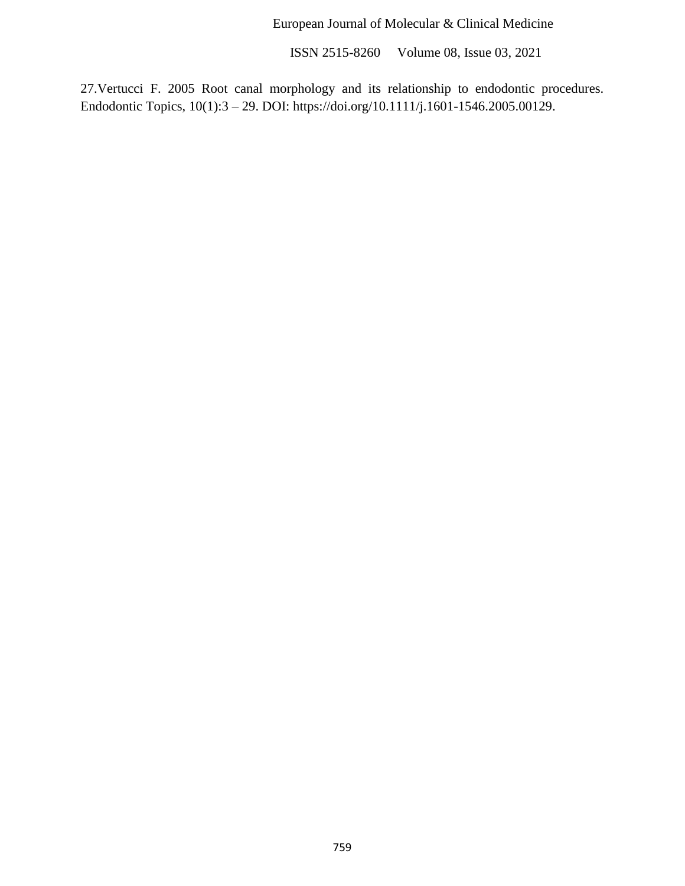27.Vertucci F. 2005 Root canal morphology and its relationship to endodontic procedures. Endodontic Topics, 10(1):3 – 29. DOI: https://doi.org/10.1111/j.1601-1546.2005.00129.